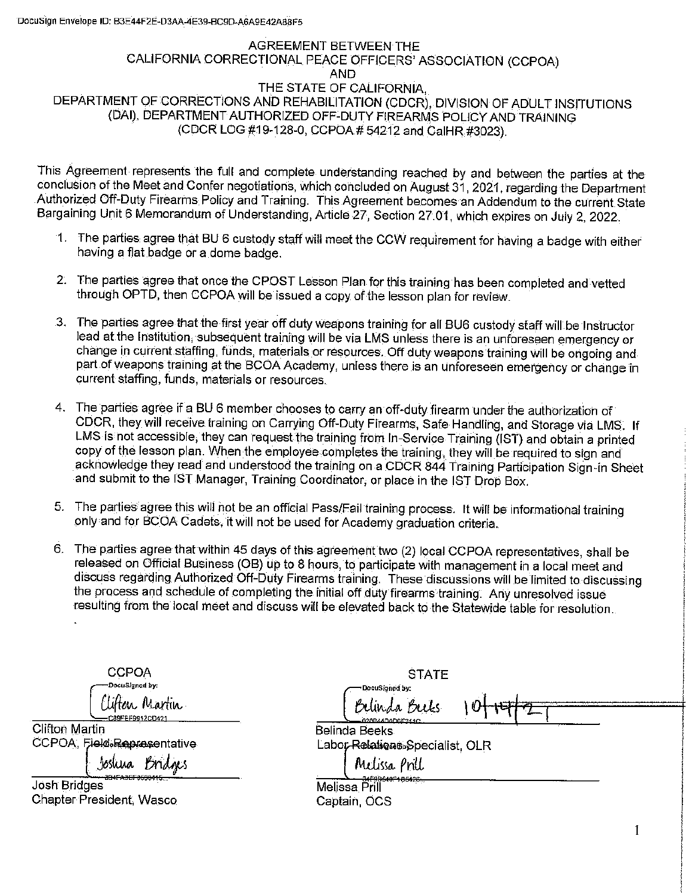DocuSign Envelope ID: B3E44F2E-D3AA-4E39-BC9D-A6A9E42A88F5

# AGREEMENT BETWEEN THE CALIFORNIA CORRECTIONAL PEACE OFFICERS' ASSOCIATION (CCPOA) AND THE STATE OF CALIFORNIA, DEPARTMENT OF CORRECTIONS AND REHABILITATION (CDCR), DIVISION OF ADULT INSITUTIONS (DAI), DEPARTMENT AUTHORIZED OFF-DUTY FIREARMS POLICY AND TRAINING (CDCR LOG #19-128-0, CCPOA # 54212 and CalHR #3023).

This Agreement represents the full and complete understanding reached by and between the parties at the conclusion of the Meet and Confer negotiations, which concluded on August 31, 2021, regarding the Department Authorized Off-Duty Firearms Policy and Training. This Agreement becomes an Addendum to the current State Bargaining Unit 6 Memorandum of Understanding, Article 27, Section 27.01, which expires on July 2, 2022.

1. The parties agree that BU 6 custody staff will meet the CCW requirement for having a badge with either having a flat badge or a dome badge.
2. The parties agree that once the CPOST Lesson Plan for this training has been completed and vetted through OPTD, then CCPOA will be issued a copy of the lesson plan for review.
3. The parties agree that the first year off duty weapons training for all BU6 custody staff will be Instructor lead at the Institution, subsequent training will be via LMS unless there is an unforeseen emergency or change in current staffing, funds, materials or resources. Off duty weapons training will be ongoing and part of weapons training at the BCOA Academy, unless there is an unforeseen emergency or change in current staffing, funds, materials or resources.
4. The parties agree if a BU 6 member chooses to carry an off-duty firearm under the authorization of CDCR, they will receive training on Carrying Off-Duty Firearms, Safe Handling, and Storage via LMS. If LMS is not accessible, they can request the training from In-Service Training (IST) and obtain a printed copy of the lesson plan. When the employee completes the training, they will be required to sign and acknowledge they read and understood the training on a CDCR 844 Training Participation Sign-in Sheet and submit to the IST Manager, Training Coordinator, or place in the IST Drop Box.
5. The parties agree this will not be an official Pass/Fail training process. It will be informational training only and for BCOA Cadets, it will not be used for Academy graduation criteria.
6. The parties agree that within 45 days of this agreement two (2) local CCPOA representatives, shall be released on Official Business (OB) up to 8 hours, to participate with management in a local meet and discuss regarding Authorized Off-Duty Firearms training. These discussions will be limited to discussing the process and schedule of completing the initial off duty firearms training. Any unresolved issue resulting from the local meet and discuss will be elevated back to the Statewide table for resolution.

| CCPOA | STATE |
|---|---|
| DocuSigned by: Clifton Martin (C89FEF9912CD421) | DocuSigned by: Belinda Beeks 10/14/21 |
| Clifton Martin | Belinda Beeks |
| CCPOA, Field Representative | Labor Relations Specialist, OLR |
| Joshua Bridges | Melissa Prill |
| Josh Bridges | Melissa Prill |
| Chapter President, Wasco | Captain, OCS |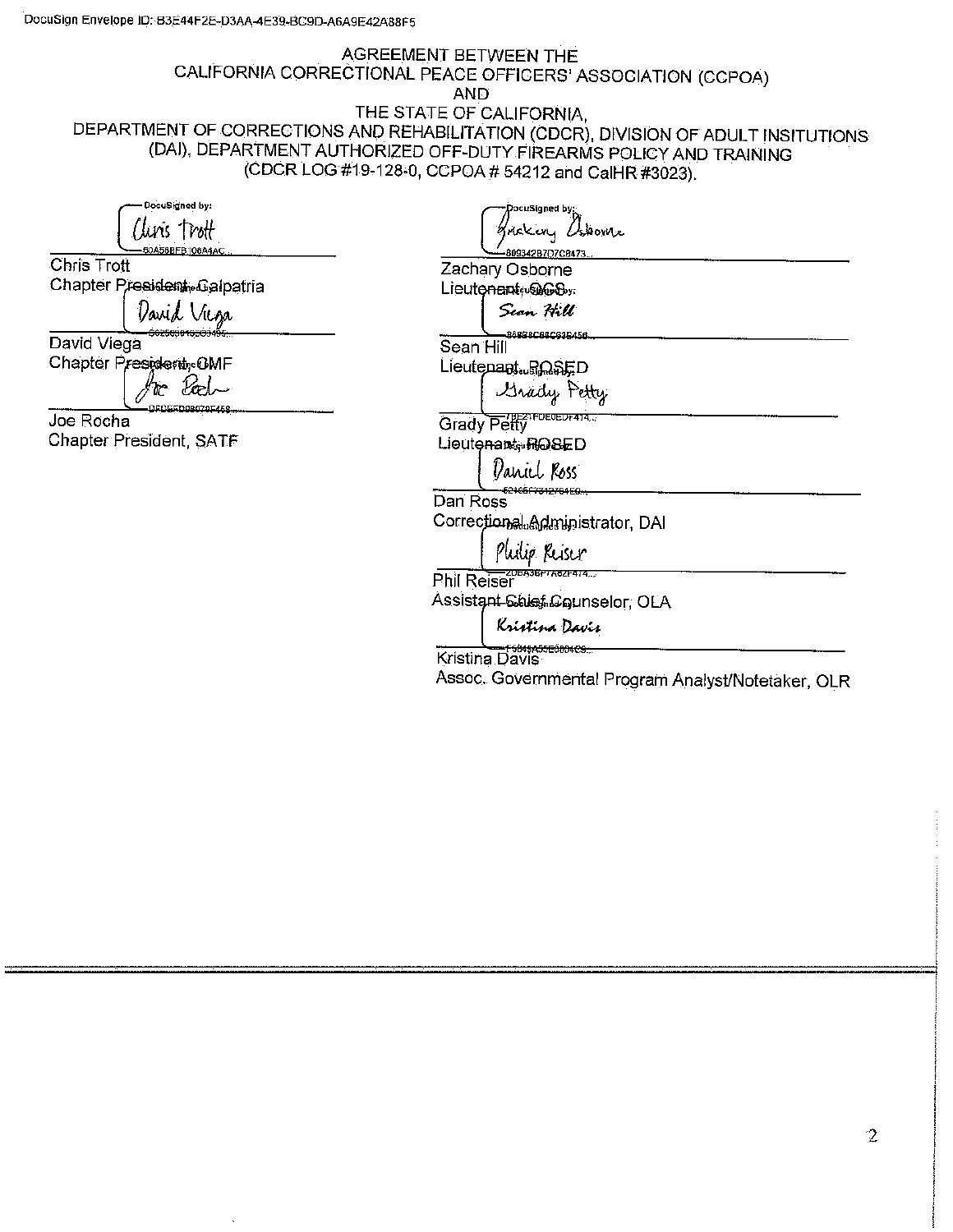DocuSign Envelope ID: B3E44F2E-D3AA-4E39-BC9D-A6A9E42A88F5

AGREEMENT BETWEEN THE
CALIFORNIA CORRECTIONAL PEACE OFFICERS' ASSOCIATION (CCPOA)
AND
THE STATE OF CALIFORNIA,
DEPARTMENT OF CORRECTIONS AND REHABILITATION (CDCR), DIVISION OF ADULT INSITUTIONS (DAI), DEPARTMENT AUTHORIZED OFF-DUTY FIREARMS POLICY AND TRAINING
(CDCR LOG #19-128-0, CCPOA # 54212 and CalHR #3023).

DocuSigned by:
Chris Trott
50A55BFB106A4AC...

Chris Trott
Chapter President, Calpatria

DocuSigned by:
David Viega

David Viega
Chapter President, CMF

DocuSigned by:
Joe Rocha
0FD6FD08079F458...

Joe Rocha
Chapter President, SATF

DocuSigned by:
Zachary Osborne
B09342B7D7C8473...

Zachary Osborne
Lieutenant, OCS

DocuSigned by:
Sean Hill

Sean Hill
Lieutenant, ROSED

DocuSigned by:
Grady Petty
7BE21FDE0EDF414...

Grady Petty
Lieutenant, ROSED

DocuSigned by:
Daniel Ross

Dan Ross
Correctional Administrator, DAI

DocuSigned by:
Philip Reiser
2DBA3BF7A8ZF474...

Phil Reiser
Assistant Chief Counselor, OLA

DocuSigned by:
Kristina Davis

Kristina Davis
Assoc. Governmental Program Analyst/Notetaker, OLR